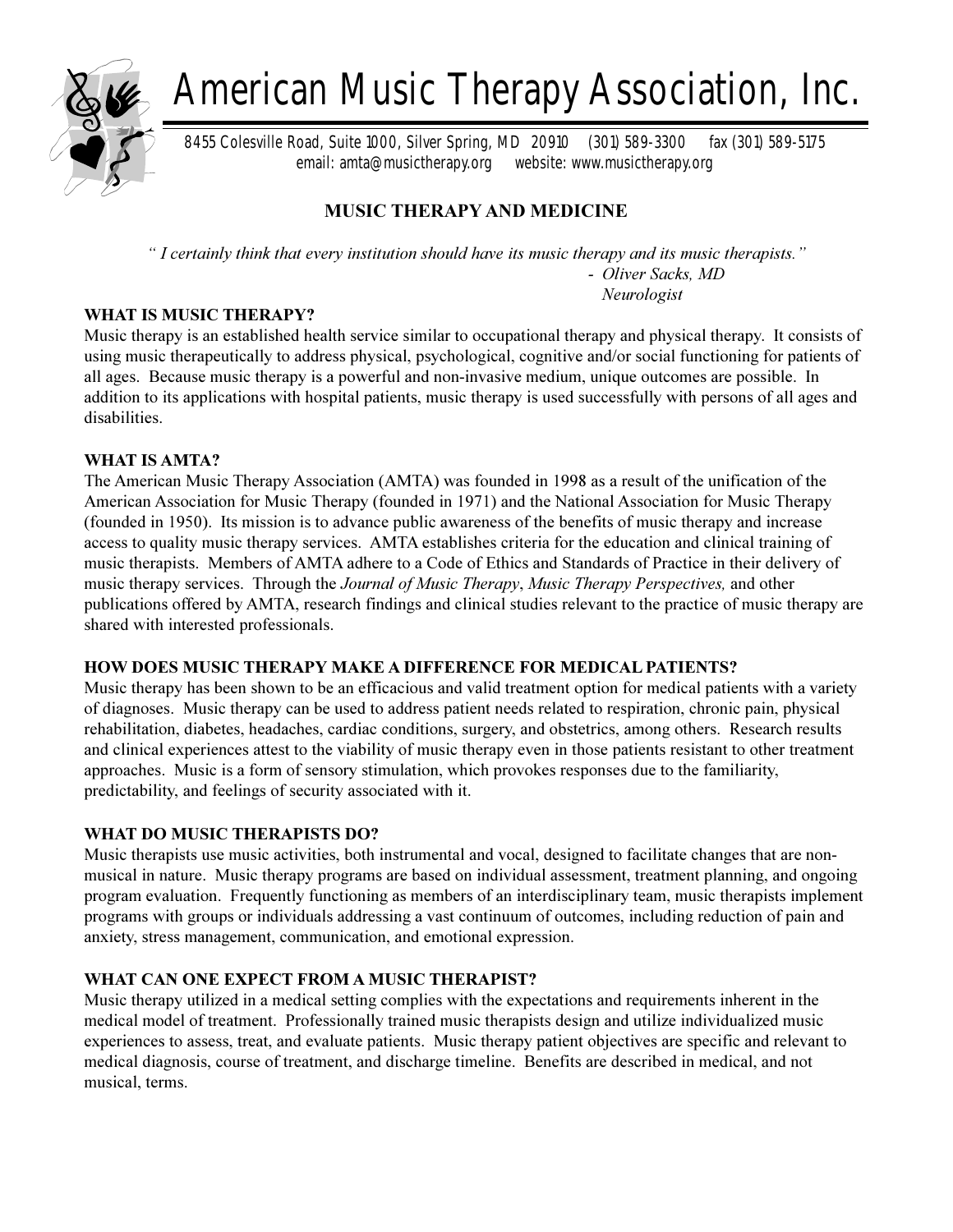# American Music Therapy Association, Inc.

8455 Colesville Road, Suite 1000, Silver Spring, MD 20910 (301) 589-3300 fax (301) 589-5175
email: amta@musictherapy.org website: www.musictherapy.org

## MUSIC THERAPY AND MEDICINE

*" I certainly think that every institution should have its music therapy and its music therapists."*
*- Oliver Sacks, MD*
*Neurologist*

### WHAT IS MUSIC THERAPY?

Music therapy is an established health service similar to occupational therapy and physical therapy. It consists of using music therapeutically to address physical, psychological, cognitive and/or social functioning for patients of all ages. Because music therapy is a powerful and non-invasive medium, unique outcomes are possible. In addition to its applications with hospital patients, music therapy is used successfully with persons of all ages and disabilities.

### WHAT IS AMTA?

The American Music Therapy Association (AMTA) was founded in 1998 as a result of the unification of the American Association for Music Therapy (founded in 1971) and the National Association for Music Therapy (founded in 1950). Its mission is to advance public awareness of the benefits of music therapy and increase access to quality music therapy services. AMTA establishes criteria for the education and clinical training of music therapists. Members of AMTA adhere to a Code of Ethics and Standards of Practice in their delivery of music therapy services. Through the *Journal of Music Therapy*, *Music Therapy Perspectives,* and other publications offered by AMTA, research findings and clinical studies relevant to the practice of music therapy are shared with interested professionals.

### HOW DOES MUSIC THERAPY MAKE A DIFFERENCE FOR MEDICAL PATIENTS?

Music therapy has been shown to be an efficacious and valid treatment option for medical patients with a variety of diagnoses. Music therapy can be used to address patient needs related to respiration, chronic pain, physical rehabilitation, diabetes, headaches, cardiac conditions, surgery, and obstetrics, among others. Research results and clinical experiences attest to the viability of music therapy even in those patients resistant to other treatment approaches. Music is a form of sensory stimulation, which provokes responses due to the familiarity, predictability, and feelings of security associated with it.

### WHAT DO MUSIC THERAPISTS DO?

Music therapists use music activities, both instrumental and vocal, designed to facilitate changes that are non-musical in nature. Music therapy programs are based on individual assessment, treatment planning, and ongoing program evaluation. Frequently functioning as members of an interdisciplinary team, music therapists implement programs with groups or individuals addressing a vast continuum of outcomes, including reduction of pain and anxiety, stress management, communication, and emotional expression.

### WHAT CAN ONE EXPECT FROM A MUSIC THERAPIST?

Music therapy utilized in a medical setting complies with the expectations and requirements inherent in the medical model of treatment. Professionally trained music therapists design and utilize individualized music experiences to assess, treat, and evaluate patients. Music therapy patient objectives are specific and relevant to medical diagnosis, course of treatment, and discharge timeline. Benefits are described in medical, and not musical, terms.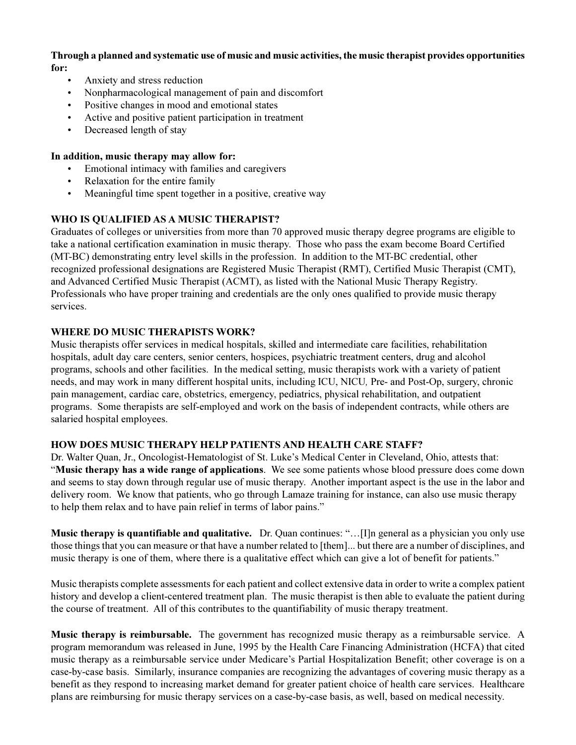**Through a planned and systematic use of music and music activities, the music therapist provides opportunities for:**

- Anxiety and stress reduction
- Nonpharmacological management of pain and discomfort
- Positive changes in mood and emotional states
- Active and positive patient participation in treatment
- Decreased length of stay

**In addition, music therapy may allow for:**

- Emotional intimacy with families and caregivers
- Relaxation for the entire family
- Meaningful time spent together in a positive, creative way

## WHO IS QUALIFIED AS A MUSIC THERAPIST?

Graduates of colleges or universities from more than 70 approved music therapy degree programs are eligible to take a national certification examination in music therapy. Those who pass the exam become Board Certified (MT-BC) demonstrating entry level skills in the profession. In addition to the MT-BC credential, other recognized professional designations are Registered Music Therapist (RMT), Certified Music Therapist (CMT), and Advanced Certified Music Therapist (ACMT), as listed with the National Music Therapy Registry. Professionals who have proper training and credentials are the only ones qualified to provide music therapy services.

## WHERE DO MUSIC THERAPISTS WORK?

Music therapists offer services in medical hospitals, skilled and intermediate care facilities, rehabilitation hospitals, adult day care centers, senior centers, hospices, psychiatric treatment centers, drug and alcohol programs, schools and other facilities. In the medical setting, music therapists work with a variety of patient needs, and may work in many different hospital units, including ICU, NICU, Pre- and Post-Op, surgery, chronic pain management, cardiac care, obstetrics, emergency, pediatrics, physical rehabilitation, and outpatient programs. Some therapists are self-employed and work on the basis of independent contracts, while others are salaried hospital employees.

## HOW DOES MUSIC THERAPY HELP PATIENTS AND HEALTH CARE STAFF?

Dr. Walter Quan, Jr., Oncologist-Hematologist of St. Luke's Medical Center in Cleveland, Ohio, attests that: "**Music therapy has a wide range of applications**. We see some patients whose blood pressure does come down and seems to stay down through regular use of music therapy. Another important aspect is the use in the labor and delivery room. We know that patients, who go through Lamaze training for instance, can also use music therapy to help them relax and to have pain relief in terms of labor pains."

**Music therapy is quantifiable and qualitative.** Dr. Quan continues: "…[I]n general as a physician you only use those things that you can measure or that have a number related to [them]... but there are a number of disciplines, and music therapy is one of them, where there is a qualitative effect which can give a lot of benefit for patients."

Music therapists complete assessments for each patient and collect extensive data in order to write a complex patient history and develop a client-centered treatment plan. The music therapist is then able to evaluate the patient during the course of treatment. All of this contributes to the quantifiability of music therapy treatment.

**Music therapy is reimbursable.** The government has recognized music therapy as a reimbursable service. A program memorandum was released in June, 1995 by the Health Care Financing Administration (HCFA) that cited music therapy as a reimbursable service under Medicare's Partial Hospitalization Benefit; other coverage is on a case-by-case basis. Similarly, insurance companies are recognizing the advantages of covering music therapy as a benefit as they respond to increasing market demand for greater patient choice of health care services. Healthcare plans are reimbursing for music therapy services on a case-by-case basis, as well, based on medical necessity.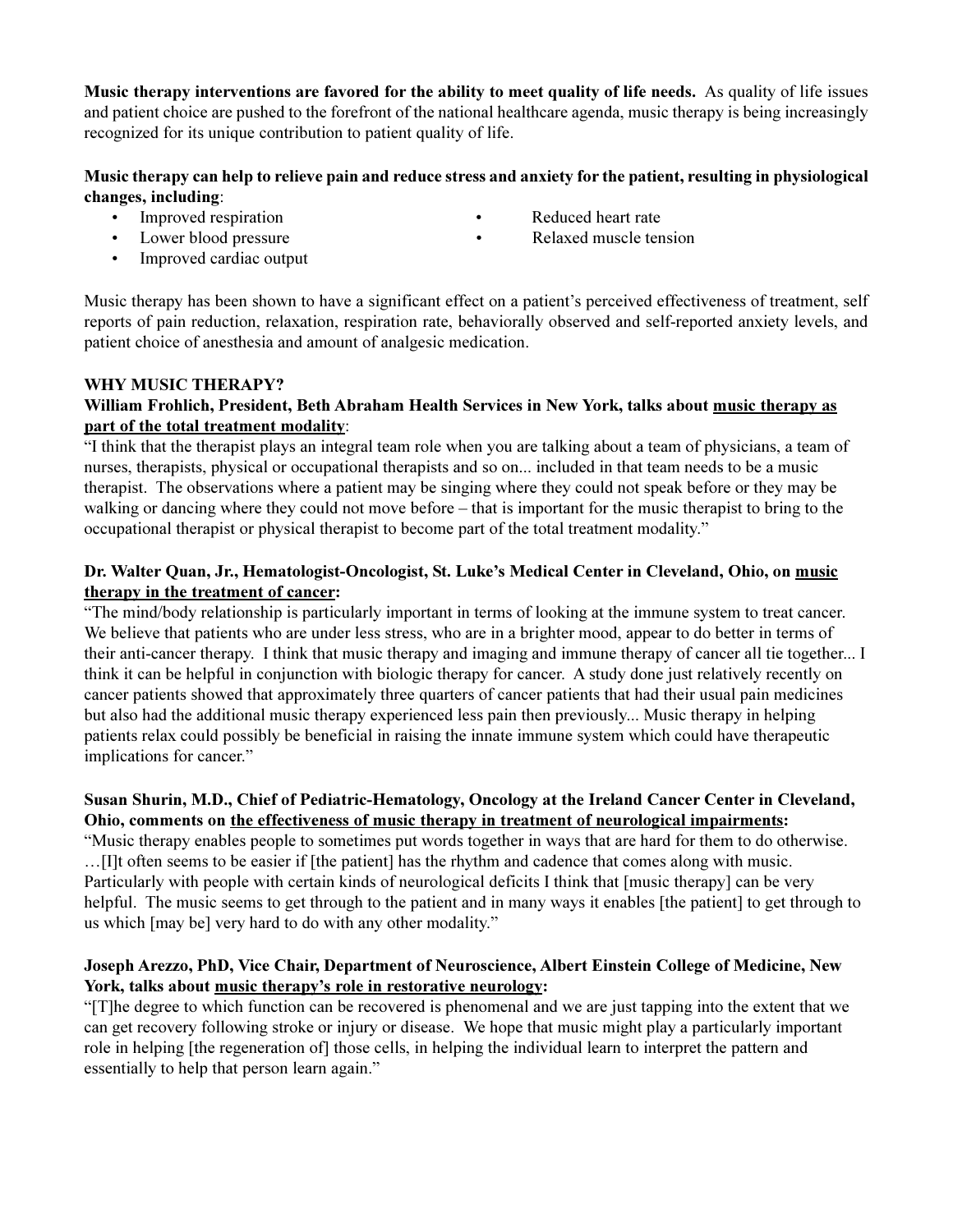**Music therapy interventions are favored for the ability to meet quality of life needs.** As quality of life issues and patient choice are pushed to the forefront of the national healthcare agenda, music therapy is being increasingly recognized for its unique contribution to patient quality of life.

**Music therapy can help to relieve pain and reduce stress and anxiety for the patient, resulting in physiological changes, including**:

- Improved respiration
- Lower blood pressure
- Improved cardiac output
- Reduced heart rate
- Relaxed muscle tension

Music therapy has been shown to have a significant effect on a patient's perceived effectiveness of treatment, self reports of pain reduction, relaxation, respiration rate, behaviorally observed and self-reported anxiety levels, and patient choice of anesthesia and amount of analgesic medication.

## WHY MUSIC THERAPY?

**William Frohlich, President, Beth Abraham Health Services in New York, talks about <u>music therapy as part of the total treatment modality</u>**:

"I think that the therapist plays an integral team role when you are talking about a team of physicians, a team of nurses, therapists, physical or occupational therapists and so on... included in that team needs to be a music therapist. The observations where a patient may be singing where they could not speak before or they may be walking or dancing where they could not move before – that is important for the music therapist to bring to the occupational therapist or physical therapist to become part of the total treatment modality."

**Dr. Walter Quan, Jr., Hematologist-Oncologist, St. Luke's Medical Center in Cleveland, Ohio, on <u>music therapy in the treatment of cancer</u>:**

"The mind/body relationship is particularly important in terms of looking at the immune system to treat cancer. We believe that patients who are under less stress, who are in a brighter mood, appear to do better in terms of their anti-cancer therapy. I think that music therapy and imaging and immune therapy of cancer all tie together... I think it can be helpful in conjunction with biologic therapy for cancer. A study done just relatively recently on cancer patients showed that approximately three quarters of cancer patients that had their usual pain medicines but also had the additional music therapy experienced less pain then previously... Music therapy in helping patients relax could possibly be beneficial in raising the innate immune system which could have therapeutic implications for cancer."

**Susan Shurin, M.D., Chief of Pediatric-Hematology, Oncology at the Ireland Cancer Center in Cleveland, Ohio, comments on <u>the effectiveness of music therapy in treatment of neurological impairments</u>:**

"Music therapy enables people to sometimes put words together in ways that are hard for them to do otherwise. …[I]t often seems to be easier if [the patient] has the rhythm and cadence that comes along with music. Particularly with people with certain kinds of neurological deficits I think that [music therapy] can be very helpful. The music seems to get through to the patient and in many ways it enables [the patient] to get through to us which [may be] very hard to do with any other modality."

**Joseph Arezzo, PhD, Vice Chair, Department of Neuroscience, Albert Einstein College of Medicine, New York, talks about <u>music therapy's role in restorative neurology</u>:**

"[T]he degree to which function can be recovered is phenomenal and we are just tapping into the extent that we can get recovery following stroke or injury or disease. We hope that music might play a particularly important role in helping [the regeneration of] those cells, in helping the individual learn to interpret the pattern and essentially to help that person learn again."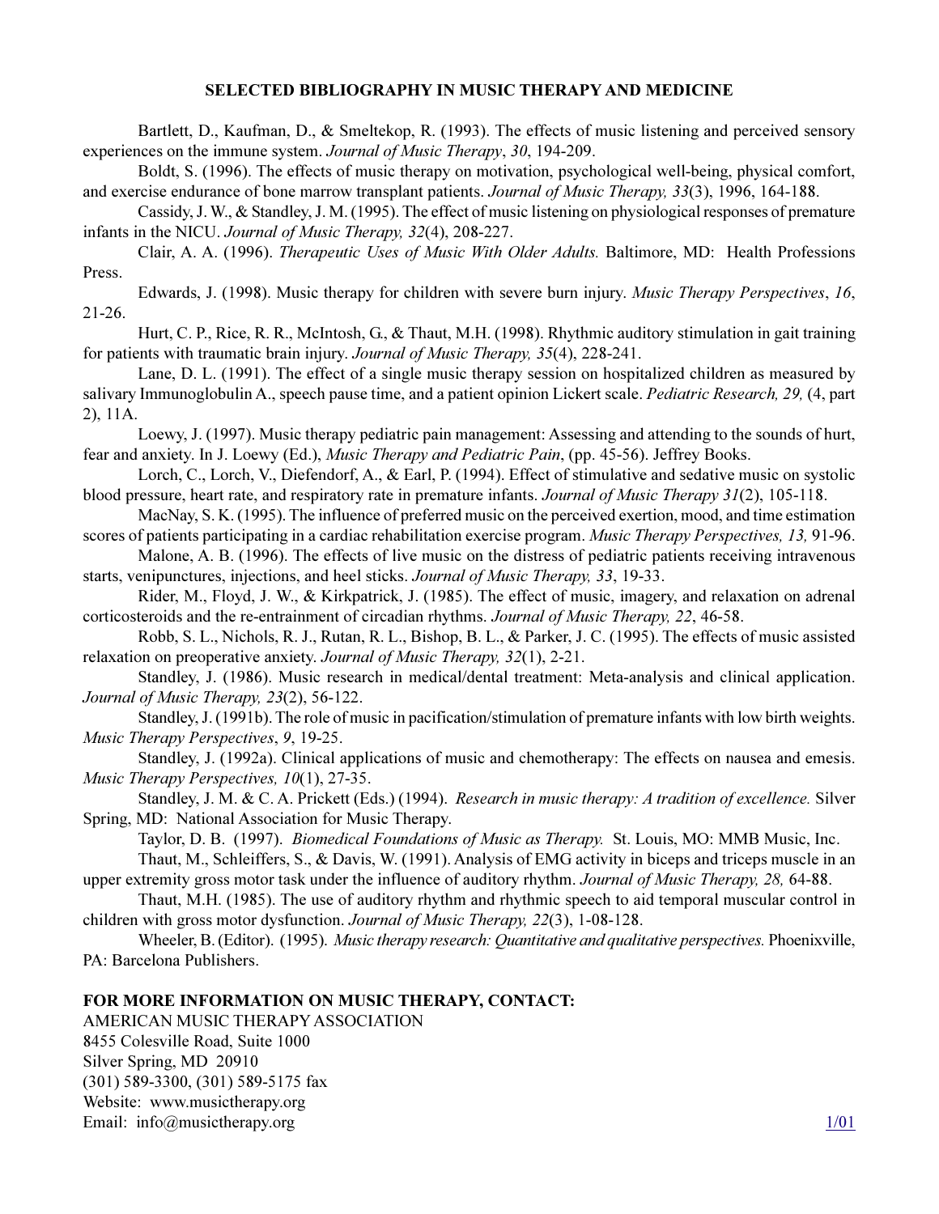## SELECTED BIBLIOGRAPHY IN MUSIC THERAPY AND MEDICINE

Bartlett, D., Kaufman, D., & Smeltekop, R. (1993). The effects of music listening and perceived sensory experiences on the immune system. *Journal of Music Therapy*, *30*, 194-209.

Boldt, S. (1996). The effects of music therapy on motivation, psychological well-being, physical comfort, and exercise endurance of bone marrow transplant patients. *Journal of Music Therapy, 33*(3), 1996, 164-188.

Cassidy, J. W., & Standley, J. M. (1995). The effect of music listening on physiological responses of premature infants in the NICU. *Journal of Music Therapy, 32*(4), 208-227.

Clair, A. A. (1996). *Therapeutic Uses of Music With Older Adults.* Baltimore, MD: Health Professions Press.

Edwards, J. (1998). Music therapy for children with severe burn injury. *Music Therapy Perspectives*, *16*, 21-26.

Hurt, C. P., Rice, R. R., McIntosh, G., & Thaut, M.H. (1998). Rhythmic auditory stimulation in gait training for patients with traumatic brain injury. *Journal of Music Therapy, 35*(4), 228-241.

Lane, D. L. (1991). The effect of a single music therapy session on hospitalized children as measured by salivary Immunoglobulin A., speech pause time, and a patient opinion Lickert scale. *Pediatric Research, 29,* (4, part 2), 11A.

Loewy, J. (1997). Music therapy pediatric pain management: Assessing and attending to the sounds of hurt, fear and anxiety. In J. Loewy (Ed.), *Music Therapy and Pediatric Pain*, (pp. 45-56). Jeffrey Books.

Lorch, C., Lorch, V., Diefendorf, A., & Earl, P. (1994). Effect of stimulative and sedative music on systolic blood pressure, heart rate, and respiratory rate in premature infants. *Journal of Music Therapy 31*(2), 105-118.

MacNay, S. K. (1995). The influence of preferred music on the perceived exertion, mood, and time estimation scores of patients participating in a cardiac rehabilitation exercise program. *Music Therapy Perspectives, 13,* 91-96.

Malone, A. B. (1996). The effects of live music on the distress of pediatric patients receiving intravenous starts, venipunctures, injections, and heel sticks. *Journal of Music Therapy, 33*, 19-33.

Rider, M., Floyd, J. W., & Kirkpatrick, J. (1985). The effect of music, imagery, and relaxation on adrenal corticosteroids and the re-entrainment of circadian rhythms. *Journal of Music Therapy, 22*, 46-58.

Robb, S. L., Nichols, R. J., Rutan, R. L., Bishop, B. L., & Parker, J. C. (1995). The effects of music assisted relaxation on preoperative anxiety. *Journal of Music Therapy, 32*(1), 2-21.

Standley, J. (1986). Music research in medical/dental treatment: Meta-analysis and clinical application. *Journal of Music Therapy, 23*(2), 56-122.

Standley, J. (1991b). The role of music in pacification/stimulation of premature infants with low birth weights. *Music Therapy Perspectives*, *9*, 19-25.

Standley, J. (1992a). Clinical applications of music and chemotherapy: The effects on nausea and emesis. *Music Therapy Perspectives, 10*(1), 27-35.

Standley, J. M. & C. A. Prickett (Eds.) (1994). *Research in music therapy: A tradition of excellence.* Silver Spring, MD: National Association for Music Therapy.

Taylor, D. B. (1997). *Biomedical Foundations of Music as Therapy.* St. Louis, MO: MMB Music, Inc.

Thaut, M., Schleiffers, S., & Davis, W. (1991). Analysis of EMG activity in biceps and triceps muscle in an upper extremity gross motor task under the influence of auditory rhythm. *Journal of Music Therapy, 28,* 64-88.

Thaut, M.H. (1985). The use of auditory rhythm and rhythmic speech to aid temporal muscular control in children with gross motor dysfunction. *Journal of Music Therapy, 22*(3), 1-08-128.

Wheeler, B. (Editor). (1995). *Music therapy research: Quantitative and qualitative perspectives.* Phoenixville, PA: Barcelona Publishers.

**FOR MORE INFORMATION ON MUSIC THERAPY, CONTACT:**

AMERICAN MUSIC THERAPY ASSOCIATION
8455 Colesville Road, Suite 1000
Silver Spring, MD 20910
(301) 589-3300, (301) 589-5175 fax
Website: www.musictherapy.org
Email: info@musictherapy.org

1/01